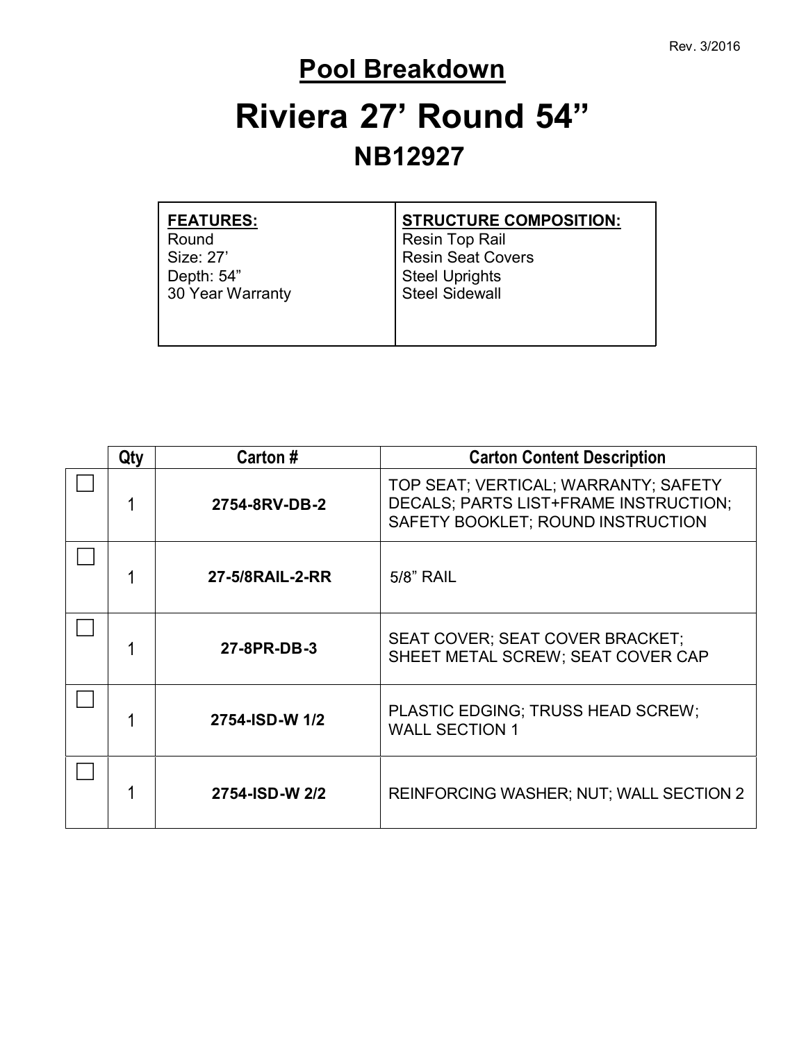Rev. 3/2016

# Pool Breakdown

# Riviera 27' Round 54"

## NB12927

| FEATURES: | STRUCTURE COMPOSITION: |
|---|---|
| Round<br>Size: 27'<br>Depth: 54"<br>30 Year Warranty | Resin Top Rail<br>Resin Seat Covers<br>Steel Uprights<br>Steel Sidewall |

| | Qty | Carton # | Carton Content Description |
|---|---|---|---|
| ☐ | 1 | **2754-8RV-DB-2** | TOP SEAT; VERTICAL; WARRANTY; SAFETY DECALS; PARTS LIST+FRAME INSTRUCTION; SAFETY BOOKLET; ROUND INSTRUCTION |
| ☐ | 1 | **27-5/8RAIL-2-RR** | 5/8" RAIL |
| ☐ | 1 | **27-8PR-DB-3** | SEAT COVER; SEAT COVER BRACKET; SHEET METAL SCREW; SEAT COVER CAP |
| ☐ | 1 | **2754-ISD-W 1/2** | PLASTIC EDGING; TRUSS HEAD SCREW; WALL SECTION 1 |
| ☐ | 1 | **2754-ISD-W 2/2** | REINFORCING WASHER; NUT; WALL SECTION 2 |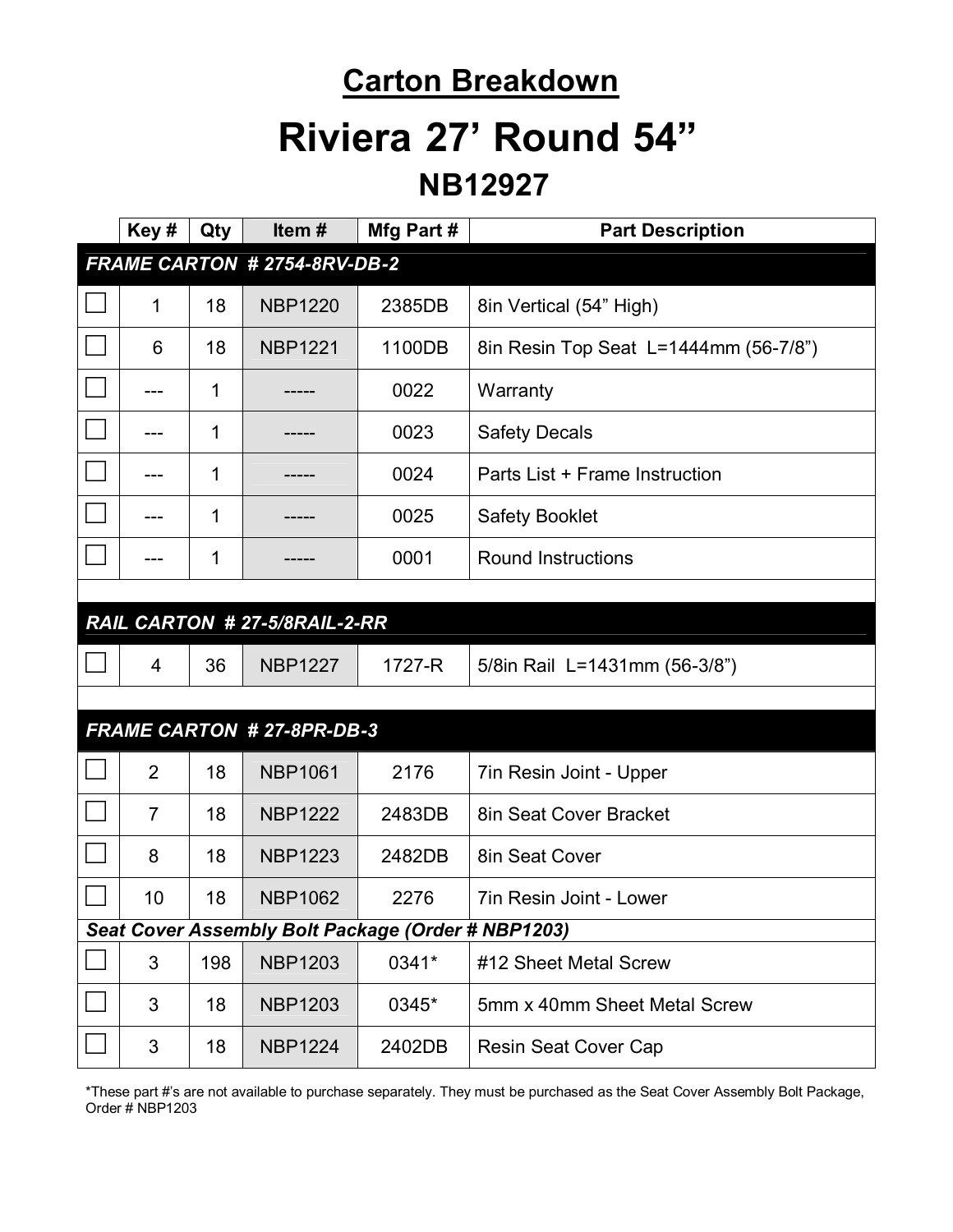## Carton Breakdown

# Riviera 27' Round 54"

### NB12927

| | Key # | Qty | Item # | Mfg Part # | Part Description |
|---|---|---|---|---|---|
| ***FRAME CARTON # 2754-8RV-DB-2*** | | | | | |
| ☐ | 1 | 18 | NBP1220 | 2385DB | 8in Vertical (54" High) |
| ☐ | 6 | 18 | NBP1221 | 1100DB | 8in Resin Top Seat L=1444mm (56-7/8") |
| ☐ | --- | 1 | ----- | 0022 | Warranty |
| ☐ | --- | 1 | ----- | 0023 | Safety Decals |
| ☐ | --- | 1 | ----- | 0024 | Parts List + Frame Instruction |
| ☐ | --- | 1 | ----- | 0025 | Safety Booklet |
| ☐ | --- | 1 | ----- | 0001 | Round Instructions |
| ***RAIL CARTON # 27-5/8RAIL-2-RR*** | | | | | |
| ☐ | 4 | 36 | NBP1227 | 1727-R | 5/8in Rail L=1431mm (56-3/8") |
| ***FRAME CARTON # 27-8PR-DB-3*** | | | | | |
| ☐ | 2 | 18 | NBP1061 | 2176 | 7in Resin Joint - Upper |
| ☐ | 7 | 18 | NBP1222 | 2483DB | 8in Seat Cover Bracket |
| ☐ | 8 | 18 | NBP1223 | 2482DB | 8in Seat Cover |
| ☐ | 10 | 18 | NBP1062 | 2276 | 7in Resin Joint - Lower |
| ***Seat Cover Assembly Bolt Package (Order # NBP1203)*** | | | | | |
| ☐ | 3 | 198 | NBP1203 | 0341* | #12 Sheet Metal Screw |
| ☐ | 3 | 18 | NBP1203 | 0345* | 5mm x 40mm Sheet Metal Screw |
| ☐ | 3 | 18 | NBP1224 | 2402DB | Resin Seat Cover Cap |

*These part #'s are not available to purchase separately. They must be purchased as the Seat Cover Assembly Bolt Package, Order # NBP1203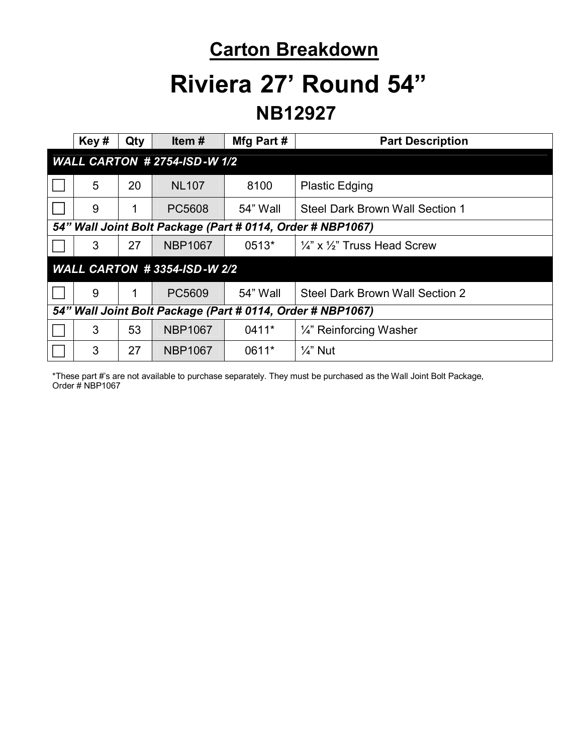# Carton Breakdown

# Riviera 27' Round 54"

## NB12927

| | Key # | Qty | Item # | Mfg Part # | Part Description |
|---|---|---|---|---|---|
| ***WALL CARTON # 2754-ISD-W 1/2*** | | | | | |
| ☐ | 5 | 20 | NL107 | 8100 | Plastic Edging |
| ☐ | 9 | 1 | PC5608 | 54" Wall | Steel Dark Brown Wall Section 1 |
| ***54" Wall Joint Bolt Package (Part # 0114, Order # NBP1067)*** | | | | | |
| ☐ | 3 | 27 | NBP1067 | 0513* | ¼" x ½" Truss Head Screw |
| ***WALL CARTON # 3354-ISD-W 2/2*** | | | | | |
| ☐ | 9 | 1 | PC5609 | 54" Wall | Steel Dark Brown Wall Section 2 |
| ***54" Wall Joint Bolt Package (Part # 0114, Order # NBP1067)*** | | | | | |
| ☐ | 3 | 53 | NBP1067 | 0411* | ¼" Reinforcing Washer |
| ☐ | 3 | 27 | NBP1067 | 0611* | ¼" Nut |

*These part #'s are not available to purchase separately. They must be purchased as the Wall Joint Bolt Package, Order # NBP1067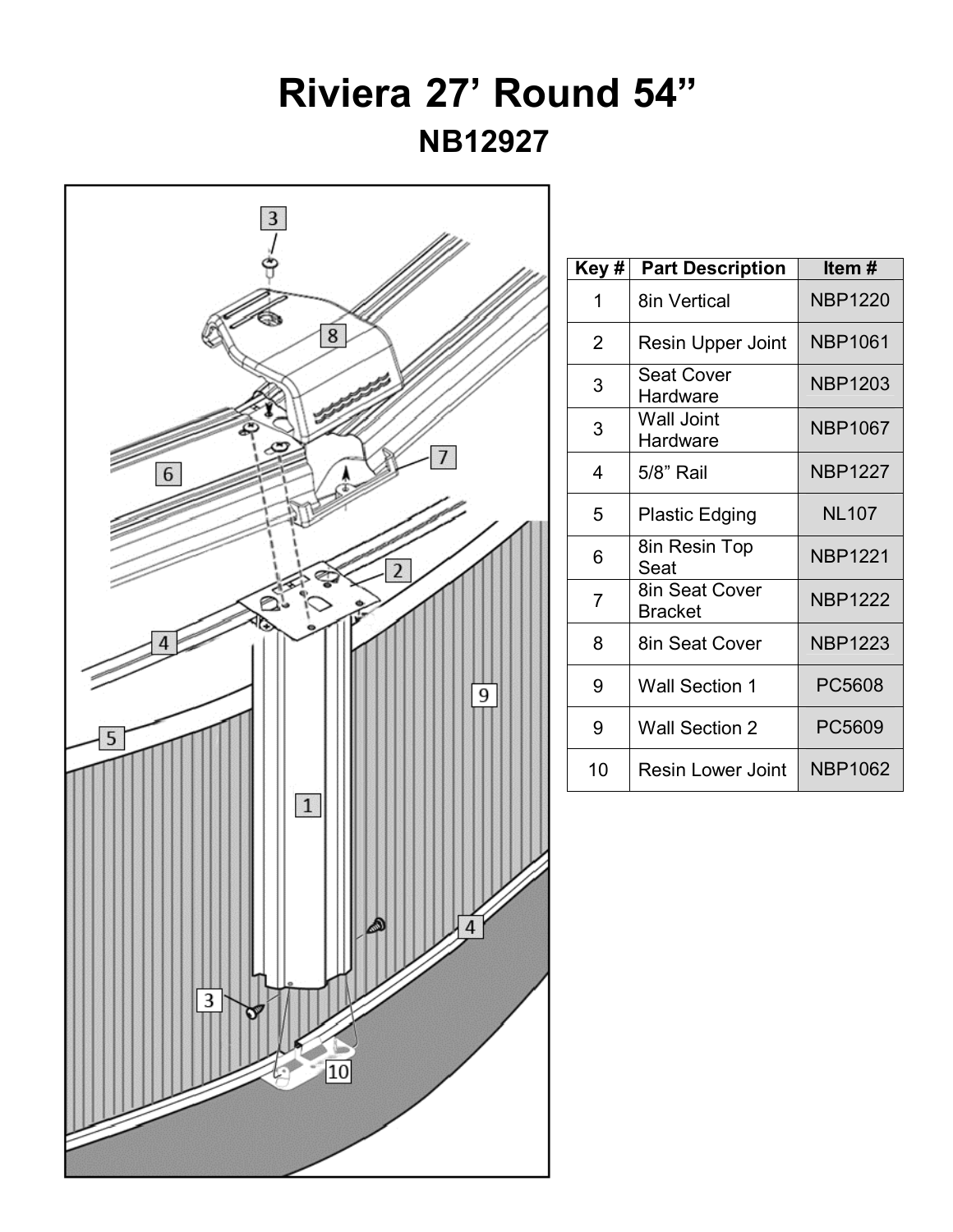# Riviera 27' Round 54"

## NB12927

| Key # | Part Description | Item # |
|---|---|---|
| 1 | 8in Vertical | NBP1220 |
| 2 | Resin Upper Joint | NBP1061 |
| 3 | Seat Cover Hardware | NBP1203 |
| 3 | Wall Joint Hardware | NBP1067 |
| 4 | 5/8" Rail | NBP1227 |
| 5 | Plastic Edging | NL107 |
| 6 | 8in Resin Top Seat | NBP1221 |
| 7 | 8in Seat Cover Bracket | NBP1222 |
| 8 | 8in Seat Cover | NBP1223 |
| 9 | Wall Section 1 | PC5608 |
| 9 | Wall Section 2 | PC5609 |
| 10 | Resin Lower Joint | NBP1062 |